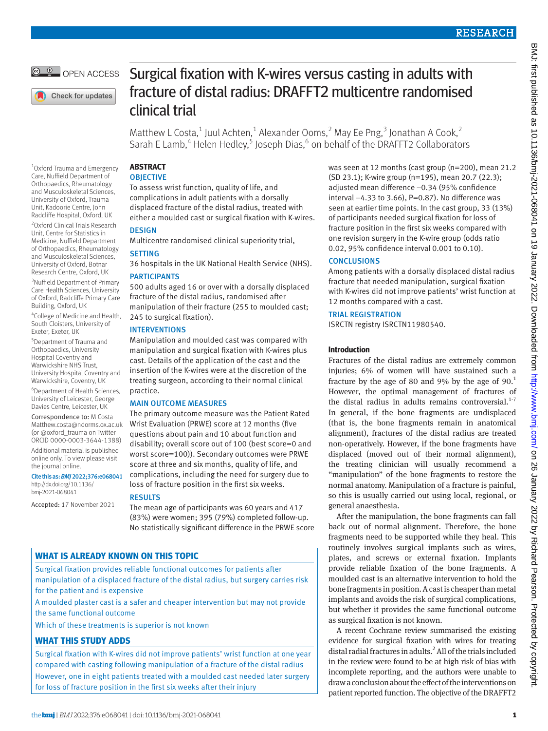# Surgical fixation with K-wires versus casting in adults with fracture of distal radius: DRAFFT2 multicentre randomised clinical trial

Matthew L Costa,[1] Juul Achten,[1] Alexander Ooms,[2] May Ee Png,[3] Jonathan A Cook,[2] Sarah E Lamb,[4] Helen Hedley,[5] Joseph Dias,[6] on behalf of the DRAFFT2 Collaborators

[1]Oxford Trauma and Emergency Care, Nuffield Department of Orthopaedics, Rheumatology and Musculoskeletal Sciences, University of Oxford, Trauma Unit, Kadoorie Centre, John Radcliffe Hospital, Oxford, UK

[2]Oxford Clinical Trials Research Unit, Centre for Statistics in Medicine, Nuffield Department of Orthopaedics, Rheumatology and Musculoskeletal Sciences, University of Oxford, Botnar Research Centre, Oxford, UK

[3]Nuffield Department of Primary Care Health Sciences, University of Oxford, Radcliffe Primary Care Building, Oxford, UK

[4]College of Medicine and Health, South Cloisters, University of Exeter, Exeter, UK

[5]Department of Trauma and Orthopaedics, University Hospital Coventry and Warwickshire NHS Trust, University Hospital Coventry and Warwickshire, Coventry, UK

[6]Department of Health Sciences, University of Leicester, George Davies Centre, Leicester, UK

Correspondence to: M Costa Matthew.costa@ndorms.ox.ac.uk (or @oxford_trauma on Twitter ORCID 0000-0003-3644-1388)

Additional material is published online only. To view please visit the journal online.

Cite this as: *BMJ* 2022;376:e068041 http://dx.doi.org/10.1136/bmj-2021-068041

Accepted: 17 November 2021

## ABSTRACT

### OBJECTIVE

To assess wrist function, quality of life, and complications in adult patients with a dorsally displaced fracture of the distal radius, treated with either a moulded cast or surgical fixation with K-wires.

### DESIGN

Multicentre randomised clinical superiority trial,

### SETTING

36 hospitals in the UK National Health Service (NHS).

### PARTICIPANTS

500 adults aged 16 or over with a dorsally displaced fracture of the distal radius, randomised after manipulation of their fracture (255 to moulded cast; 245 to surgical fixation).

### INTERVENTIONS

Manipulation and moulded cast was compared with manipulation and surgical fixation with K-wires plus cast. Details of the application of the cast and the insertion of the K-wires were at the discretion of the treating surgeon, according to their normal clinical practice.

### MAIN OUTCOME MEASURES

The primary outcome measure was the Patient Rated Wrist Evaluation (PRWE) score at 12 months (five questions about pain and 10 about function and disability; overall score out of 100 (best score=0 and worst score=100)). Secondary outcomes were PRWE score at three and six months, quality of life, and complications, including the need for surgery due to loss of fracture position in the first six weeks.

### RESULTS

The mean age of participants was 60 years and 417 (83%) were women; 395 (79%) completed follow-up. No statistically significant difference in the PRWE score was seen at 12 months (cast group (n=200), mean 21.2 (SD 23.1); K-wire group (n=195), mean 20.7 (22.3); adjusted mean difference −0.34 (95% confidence interval −4.33 to 3.66), P=0.87). No difference was seen at earlier time points. In the cast group, 33 (13%) of participants needed surgical fixation for loss of fracture position in the first six weeks compared with one revision surgery in the K-wire group (odds ratio 0.02, 95% confidence interval 0.001 to 0.10).

### CONCLUSIONS

Among patients with a dorsally displaced distal radius fracture that needed manipulation, surgical fixation with K-wires did not improve patients' wrist function at 12 months compared with a cast.

### TRIAL REGISTRATION

ISRCTN registry ISRCTN11980540.

## WHAT IS ALREADY KNOWN ON THIS TOPIC

Surgical fixation provides reliable functional outcomes for patients after manipulation of a displaced fracture of the distal radius, but surgery carries risk for the patient and is expensive

A moulded plaster cast is a safer and cheaper intervention but may not provide the same functional outcome

Which of these treatments is superior is not known

## WHAT THIS STUDY ADDS

Surgical fixation with K-wires did not improve patients' wrist function at one year compared with casting following manipulation of a fracture of the distal radius

However, one in eight patients treated with a moulded cast needed later surgery for loss of fracture position in the first six weeks after their injury

## Introduction

Fractures of the distal radius are extremely common injuries; 6% of women will have sustained such a fracture by the age of 80 and 9% by the age of 90.[1] However, the optimal management of fractures of the distal radius in adults remains controversial.[1-7] In general, if the bone fragments are undisplaced (that is, the bone fragments remain in anatomical alignment), fractures of the distal radius are treated non-operatively. However, if the bone fragments have displaced (moved out of their normal alignment), the treating clinician will usually recommend a "manipulation" of the bone fragments to restore the normal anatomy. Manipulation of a fracture is painful, so this is usually carried out using local, regional, or general anaesthesia.

After the manipulation, the bone fragments can fall back out of normal alignment. Therefore, the bone fragments need to be supported while they heal. This routinely involves surgical implants such as wires, plates, and screws or external fixation. Implants provide reliable fixation of the bone fragments. A moulded cast is an alternative intervention to hold the bone fragments in position. A cast is cheaper than metal implants and avoids the risk of surgical complications, but whether it provides the same functional outcome as surgical fixation is not known.

A recent Cochrane review summarised the existing evidence for surgical fixation with wires for treating distal radial fractures in adults.[2] All of the trials included in the review were found to be at high risk of bias with incomplete reporting, and the authors were unable to draw a conclusion about the effect of the interventions on patient reported function. The objective of the DRAFFT2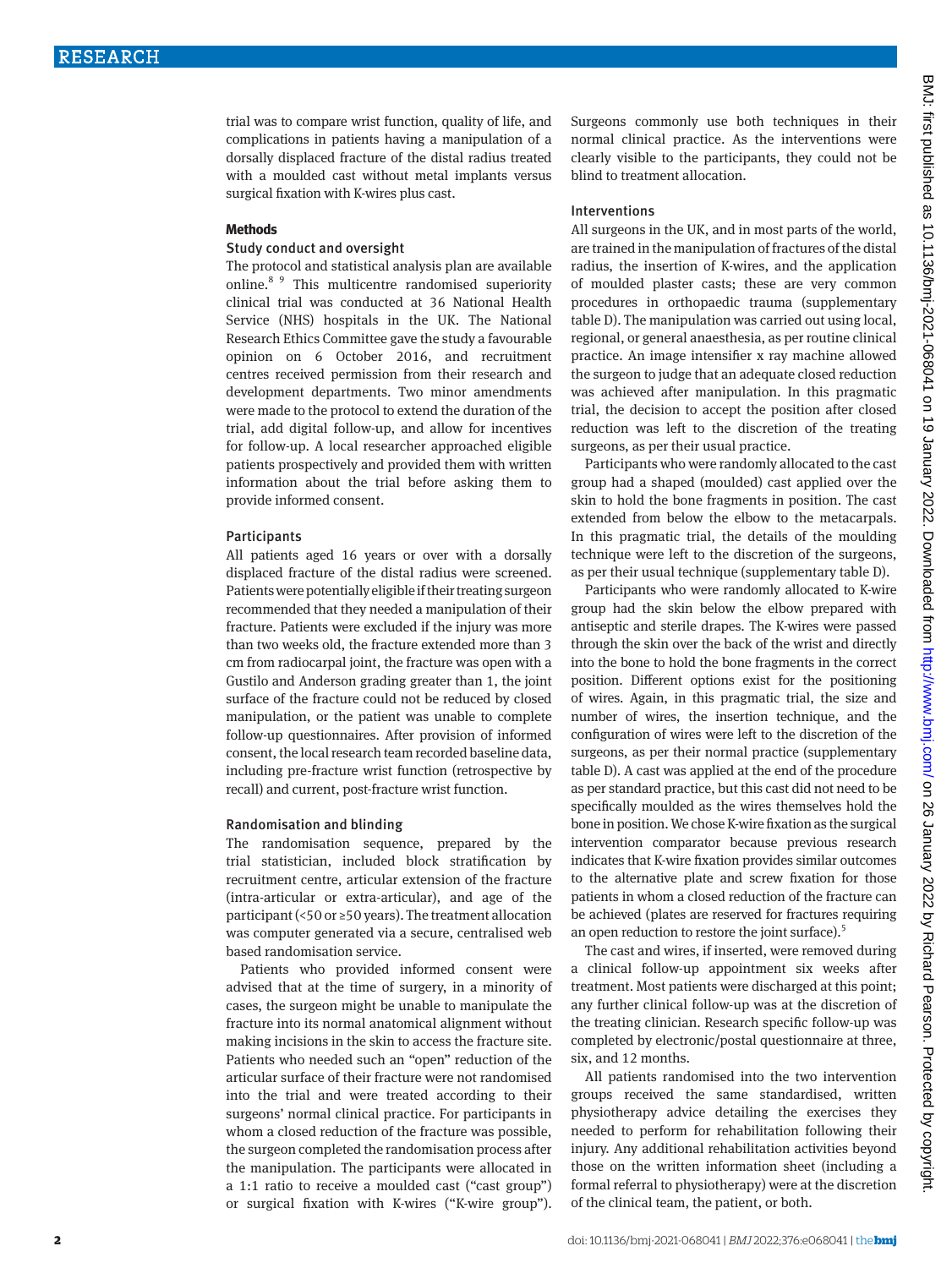trial was to compare wrist function, quality of life, and complications in patients having a manipulation of a dorsally displaced fracture of the distal radius treated with a moulded cast without metal implants versus surgical fixation with K-wires plus cast.

## Methods

### Study conduct and oversight

The protocol and statistical analysis plan are available online.[8 9] This multicentre randomised superiority clinical trial was conducted at 36 National Health Service (NHS) hospitals in the UK. The National Research Ethics Committee gave the study a favourable opinion on 6 October 2016, and recruitment centres received permission from their research and development departments. Two minor amendments were made to the protocol to extend the duration of the trial, add digital follow-up, and allow for incentives for follow-up. A local researcher approached eligible patients prospectively and provided them with written information about the trial before asking them to provide informed consent.

### Participants

All patients aged 16 years or over with a dorsally displaced fracture of the distal radius were screened. Patients were potentially eligible if their treating surgeon recommended that they needed a manipulation of their fracture. Patients were excluded if the injury was more than two weeks old, the fracture extended more than 3 cm from radiocarpal joint, the fracture was open with a Gustilo and Anderson grading greater than 1, the joint surface of the fracture could not be reduced by closed manipulation, or the patient was unable to complete follow-up questionnaires. After provision of informed consent, the local research team recorded baseline data, including pre-fracture wrist function (retrospective by recall) and current, post-fracture wrist function.

### Randomisation and blinding

The randomisation sequence, prepared by the trial statistician, included block stratification by recruitment centre, articular extension of the fracture (intra-articular or extra-articular), and age of the participant (<50 or ≥50 years). The treatment allocation was computer generated via a secure, centralised web based randomisation service.

Patients who provided informed consent were advised that at the time of surgery, in a minority of cases, the surgeon might be unable to manipulate the fracture into its normal anatomical alignment without making incisions in the skin to access the fracture site. Patients who needed such an "open" reduction of the articular surface of their fracture were not randomised into the trial and were treated according to their surgeons' normal clinical practice. For participants in whom a closed reduction of the fracture was possible, the surgeon completed the randomisation process after the manipulation. The participants were allocated in a 1:1 ratio to receive a moulded cast ("cast group") or surgical fixation with K-wires ("K-wire group"). Surgeons commonly use both techniques in their normal clinical practice. As the interventions were clearly visible to the participants, they could not be blind to treatment allocation.

### Interventions

All surgeons in the UK, and in most parts of the world, are trained in the manipulation of fractures of the distal radius, the insertion of K-wires, and the application of moulded plaster casts; these are very common procedures in orthopaedic trauma (supplementary table D). The manipulation was carried out using local, regional, or general anaesthesia, as per routine clinical practice. An image intensifier x ray machine allowed the surgeon to judge that an adequate closed reduction was achieved after manipulation. In this pragmatic trial, the decision to accept the position after closed reduction was left to the discretion of the treating surgeons, as per their usual practice.

Participants who were randomly allocated to the cast group had a shaped (moulded) cast applied over the skin to hold the bone fragments in position. The cast extended from below the elbow to the metacarpals. In this pragmatic trial, the details of the moulding technique were left to the discretion of the surgeons, as per their usual technique (supplementary table D).

Participants who were randomly allocated to K-wire group had the skin below the elbow prepared with antiseptic and sterile drapes. The K-wires were passed through the skin over the back of the wrist and directly into the bone to hold the bone fragments in the correct position. Different options exist for the positioning of wires. Again, in this pragmatic trial, the size and number of wires, the insertion technique, and the configuration of wires were left to the discretion of the surgeons, as per their normal practice (supplementary table D). A cast was applied at the end of the procedure as per standard practice, but this cast did not need to be specifically moulded as the wires themselves hold the bone in position. We chose K-wire fixation as the surgical intervention comparator because previous research indicates that K-wire fixation provides similar outcomes to the alternative plate and screw fixation for those patients in whom a closed reduction of the fracture can be achieved (plates are reserved for fractures requiring an open reduction to restore the joint surface).[5]

The cast and wires, if inserted, were removed during a clinical follow-up appointment six weeks after treatment. Most patients were discharged at this point; any further clinical follow-up was at the discretion of the treating clinician. Research specific follow-up was completed by electronic/postal questionnaire at three, six, and 12 months.

All patients randomised into the two intervention groups received the same standardised, written physiotherapy advice detailing the exercises they needed to perform for rehabilitation following their injury. Any additional rehabilitation activities beyond those on the written information sheet (including a formal referral to physiotherapy) were at the discretion of the clinical team, the patient, or both.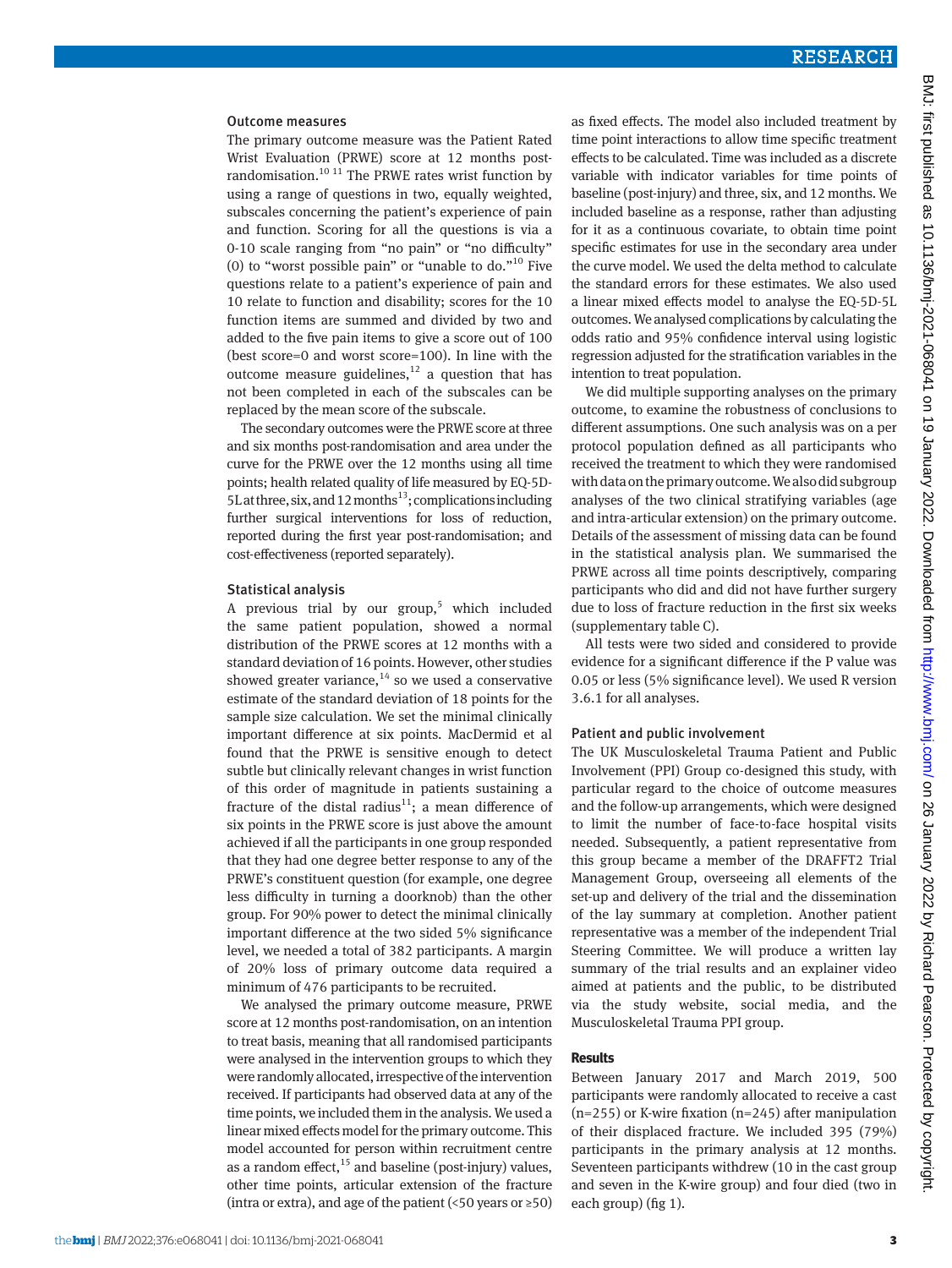### Outcome measures

The primary outcome measure was the Patient Rated Wrist Evaluation (PRWE) score at 12 months post-randomisation.[10,11] The PRWE rates wrist function by using a range of questions in two, equally weighted, subscales concerning the patient's experience of pain and function. Scoring for all the questions is via a 0-10 scale ranging from "no pain" or "no difficulty" (0) to "worst possible pain" or "unable to do."[10] Five questions relate to a patient's experience of pain and 10 relate to function and disability; scores for the 10 function items are summed and divided by two and added to the five pain items to give a score out of 100 (best score=0 and worst score=100). In line with the outcome measure guidelines,[12] a question that has not been completed in each of the subscales can be replaced by the mean score of the subscale.

The secondary outcomes were the PRWE score at three and six months post-randomisation and area under the curve for the PRWE over the 12 months using all time points; health related quality of life measured by EQ-5D-5L at three, six, and 12 months[13]; complications including further surgical interventions for loss of reduction, reported during the first year post-randomisation; and cost-effectiveness (reported separately).

### Statistical analysis

A previous trial by our group,[5] which included the same patient population, showed a normal distribution of the PRWE scores at 12 months with a standard deviation of 16 points. However, other studies showed greater variance,[14] so we used a conservative estimate of the standard deviation of 18 points for the sample size calculation. We set the minimal clinically important difference at six points. MacDermid et al found that the PRWE is sensitive enough to detect subtle but clinically relevant changes in wrist function of this order of magnitude in patients sustaining a fracture of the distal radius[11]; a mean difference of six points in the PRWE score is just above the amount achieved if all the participants in one group responded that they had one degree better response to any of the PRWE's constituent question (for example, one degree less difficulty in turning a doorknob) than the other group. For 90% power to detect the minimal clinically important difference at the two sided 5% significance level, we needed a total of 382 participants. A margin of 20% loss of primary outcome data required a minimum of 476 participants to be recruited.

We analysed the primary outcome measure, PRWE score at 12 months post-randomisation, on an intention to treat basis, meaning that all randomised participants were analysed in the intervention groups to which they were randomly allocated, irrespective of the intervention received. If participants had observed data at any of the time points, we included them in the analysis. We used a linear mixed effects model for the primary outcome. This model accounted for person within recruitment centre as a random effect,[15] and baseline (post-injury) values, other time points, articular extension of the fracture (intra or extra), and age of the patient (<50 years or ≥50) as fixed effects. The model also included treatment by time point interactions to allow time specific treatment effects to be calculated. Time was included as a discrete variable with indicator variables for time points of baseline (post-injury) and three, six, and 12 months. We included baseline as a response, rather than adjusting for it as a continuous covariate, to obtain time point specific estimates for use in the secondary area under the curve model. We used the delta method to calculate the standard errors for these estimates. We also used a linear mixed effects model to analyse the EQ-5D-5L outcomes. We analysed complications by calculating the odds ratio and 95% confidence interval using logistic regression adjusted for the stratification variables in the intention to treat population.

We did multiple supporting analyses on the primary outcome, to examine the robustness of conclusions to different assumptions. One such analysis was on a per protocol population defined as all participants who received the treatment to which they were randomised with data on the primary outcome. We also did subgroup analyses of the two clinical stratifying variables (age and intra-articular extension) on the primary outcome. Details of the assessment of missing data can be found in the statistical analysis plan. We summarised the PRWE across all time points descriptively, comparing participants who did and did not have further surgery due to loss of fracture reduction in the first six weeks (supplementary table C).

All tests were two sided and considered to provide evidence for a significant difference if the P value was 0.05 or less (5% significance level). We used R version 3.6.1 for all analyses.

### Patient and public involvement

The UK Musculoskeletal Trauma Patient and Public Involvement (PPI) Group co-designed this study, with particular regard to the choice of outcome measures and the follow-up arrangements, which were designed to limit the number of face-to-face hospital visits needed. Subsequently, a patient representative from this group became a member of the DRAFFT2 Trial Management Group, overseeing all elements of the set-up and delivery of the trial and the dissemination of the lay summary at completion. Another patient representative was a member of the independent Trial Steering Committee. We will produce a written lay summary of the trial results and an explainer video aimed at patients and the public, to be distributed via the study website, social media, and the Musculoskeletal Trauma PPI group.

## Results

Between January 2017 and March 2019, 500 participants were randomly allocated to receive a cast (n=255) or K-wire fixation (n=245) after manipulation of their displaced fracture. We included 395 (79%) participants in the primary analysis at 12 months. Seventeen participants withdrew (10 in the cast group and seven in the K-wire group) and four died (two in each group) (fig 1).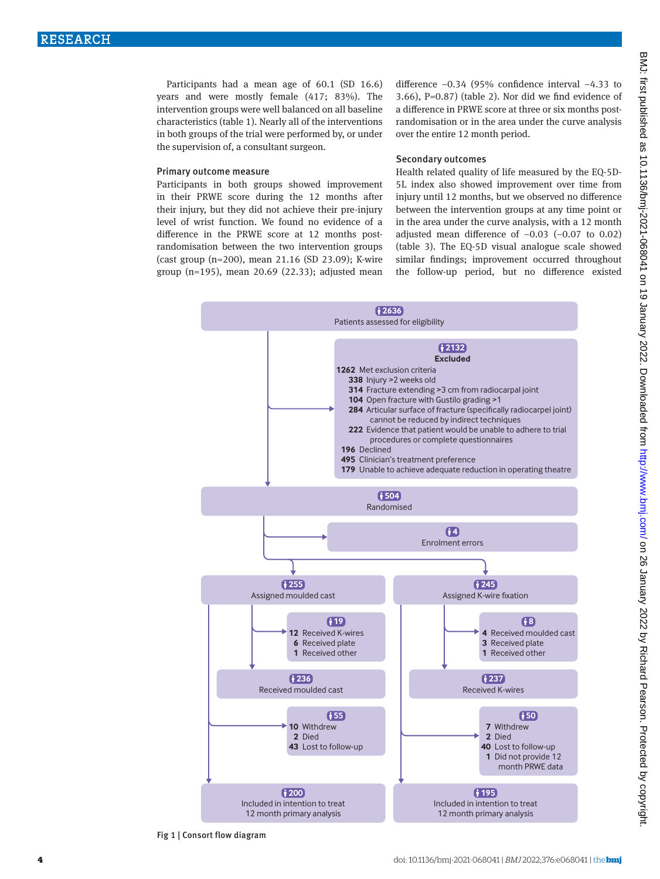Participants had a mean age of 60.1 (SD 16.6) years and were mostly female (417; 83%). The intervention groups were well balanced on all baseline characteristics (table 1). Nearly all of the interventions in both groups of the trial were performed by, or under the supervision of, a consultant surgeon.

### Primary outcome measure

Participants in both groups showed improvement in their PRWE score during the 12 months after their injury, but they did not achieve their pre-injury level of wrist function. We found no evidence of a difference in the PRWE score at 12 months post-randomisation between the two intervention groups (cast group (n=200), mean 21.16 (SD 23.09); K-wire group (n=195), mean 20.69 (22.33); adjusted mean difference −0.34 (95% confidence interval −4.33 to 3.66), P=0.87) (table 2). Nor did we find evidence of a difference in PRWE score at three or six months post-randomisation or in the area under the curve analysis over the entire 12 month period.

### Secondary outcomes

Health related quality of life measured by the EQ-5D-5L index also showed improvement over time from injury until 12 months, but we observed no difference between the intervention groups at any time point or in the area under the curve analysis, with a 12 month adjusted mean difference of −0.03 (−0.07 to 0.02) (table 3). The EQ-5D visual analogue scale showed similar findings; improvement occurred throughout the follow-up period, but no difference existed

2636
Patients assessed for eligibility

2132
Excluded
1262 Met exclusion criteria
- 338 Injury >2 weeks old
- 314 Fracture extending >3 cm from radiocarpal joint
- 104 Open fracture with Gustilo grading >1
- 284 Articular surface of fracture (specifically radiocarpel joint) cannot be reduced by indirect techniques
- 222 Evidence that patient would be unable to adhere to trial procedures or complete questionnaires

196 Declined
495 Clinician's treatment preference
179 Unable to achieve adequate reduction in operating theatre

504
Randomised

4
Enrolment errors

255
Assigned moulded cast

19
- 12 Received K-wires
- 6 Received plate
- 1 Received other

236
Received moulded cast

55
- 10 Withdrew
- 2 Died
- 43 Lost to follow-up

200
Included in intention to treat 12 month primary analysis

245
Assigned K-wire fixation

8
- 4 Received moulded cast
- 3 Received plate
- 1 Received other

237
Received K-wires

50
- 7 Withdrew
- 2 Died
- 40 Lost to follow-up
- 1 Did not provide 12 month PRWE data

195
Included in intention to treat 12 month primary analysis

Fig 1 | Consort flow diagram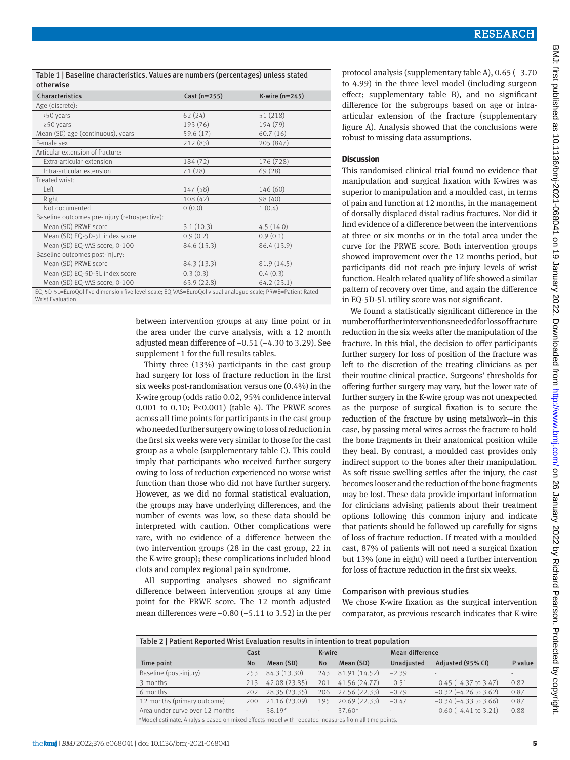Table 1 | Baseline characteristics. Values are numbers (percentages) unless stated otherwise

| Characteristics | Cast (n=255) | K-wire (n=245) |
|---|---|---|
| Age (discrete): | | |
| <50 years | 62 (24) | 51 (218) |
| ≥50 years | 193 (76) | 194 (79) |
| Mean (SD) age (continuous), years | 59.6 (17) | 60.7 (16) |
| Female sex | 212 (83) | 205 (847) |
| Articular extension of fracture: | | |
| Extra-articular extension | 184 (72) | 176 (728) |
| Intra-articular extension | 71 (28) | 69 (28) |
| Treated wrist: | | |
| Left | 147 (58) | 146 (60) |
| Right | 108 (42) | 98 (40) |
| Not documented | 0 (0.0) | 1 (0.4) |
| Baseline outcomes pre-injury (retrospective): | | |
| Mean (SD) PRWE score | 3.1 (10.3) | 4.5 (14.0) |
| Mean (SD) EQ-5D-5L index score | 0.9 (0.2) | 0.9 (0.1) |
| Mean (SD) EQ-VAS score, 0-100 | 84.6 (15.3) | 86.4 (13.9) |
| Baseline outcomes post-injury: | | |
| Mean (SD) PRWE score | 84.3 (13.3) | 81.9 (14.5) |
| Mean (SD) EQ-5D-5L index score | 0.3 (0.3) | 0.4 (0.3) |
| Mean (SD) EQ-VAS score, 0-100 | 63.9 (22.8) | 64.2 (23.1) |

EQ-5D-5L=EuroQol five dimension five level scale; EQ-VAS=EuroQol visual analogue scale; PRWE=Patient Rated Wrist Evaluation.

between intervention groups at any time point or in the area under the curve analysis, with a 12 month adjusted mean difference of −0.51 (−4.30 to 3.29). See supplement 1 for the full results tables.

Thirty three (13%) participants in the cast group had surgery for loss of fracture reduction in the first six weeks post-randomisation versus one (0.4%) in the K-wire group (odds ratio 0.02, 95% confidence interval 0.001 to 0.10; P<0.001) (table 4). The PRWE scores across all time points for participants in the cast group who needed further surgery owing to loss of reduction in the first six weeks were very similar to those for the cast group as a whole (supplementary table C). This could imply that participants who received further surgery owing to loss of reduction experienced no worse wrist function than those who did not have further surgery. However, as we did no formal statistical evaluation, the groups may have underlying differences, and the number of events was low, so these data should be interpreted with caution. Other complications were rare, with no evidence of a difference between the two intervention groups (28 in the cast group, 22 in the K-wire group); these complications included blood clots and complex regional pain syndrome.

All supporting analyses showed no significant difference between intervention groups at any time point for the PRWE score. The 12 month adjusted mean differences were −0.80 (−5.11 to 3.52) in the per protocol analysis (supplementary table A), 0.65 (−3.70 to 4.99) in the three level model (including surgeon effect; supplementary table B), and no significant difference for the subgroups based on age or intra-articular extension of the fracture (supplementary figure A). Analysis showed that the conclusions were robust to missing data assumptions.

## Discussion

This randomised clinical trial found no evidence that manipulation and surgical fixation with K-wires was superior to manipulation and a moulded cast, in terms of pain and function at 12 months, in the management of dorsally displaced distal radius fractures. Nor did it find evidence of a difference between the interventions at three or six months or in the total area under the curve for the PRWE score. Both intervention groups showed improvement over the 12 months period, but participants did not reach pre-injury levels of wrist function. Health related quality of life showed a similar pattern of recovery over time, and again the difference in EQ-5D-5L utility score was not significant.

We found a statistically significant difference in the number of further interventions needed for loss of fracture reduction in the six weeks after the manipulation of the fracture. In this trial, the decision to offer participants further surgery for loss of position of the fracture was left to the discretion of the treating clinicians as per their routine clinical practice. Surgeons' thresholds for offering further surgery may vary, but the lower rate of further surgery in the K-wire group was not unexpected as the purpose of surgical fixation is to secure the reduction of the fracture by using metalwork—in this case, by passing metal wires across the fracture to hold the bone fragments in their anatomical position while they heal. By contrast, a moulded cast provides only indirect support to the bones after their manipulation. As soft tissue swelling settles after the injury, the cast becomes looser and the reduction of the bone fragments may be lost. These data provide important information for clinicians advising patients about their treatment options following this common injury and indicate that patients should be followed up carefully for signs of loss of fracture reduction. If treated with a moulded cast, 87% of patients will not need a surgical fixation but 13% (one in eight) will need a further intervention for loss of fracture reduction in the first six weeks.

### Comparison with previous studies

We chose K-wire fixation as the surgical intervention comparator, as previous research indicates that K-wire

Table 2 | Patient Reported Wrist Evaluation results in intention to treat population

| | Cast | | K-wire | | Mean difference | | |
|---|---|---|---|---|---|---|---|
| Time point | No | Mean (SD) | No | Mean (SD) | Unadjusted | Adjusted (95% CI) | P value |
| Baseline (post-injury) | 253 | 84.3 (13.30) | 243 | 81.91 (14.52) | −2.39 | - | - |
| 3 months | 213 | 42.08 (23.85) | 201 | 41.56 (24.77) | −0.51 | −0.45 (−4.37 to 3.47) | 0.82 |
| 6 months | 202 | 28.35 (23.35) | 206 | 27.56 (22.33) | −0.79 | −0.32 (−4.26 to 3.62) | 0.87 |
| 12 months (primary outcome) | 200 | 21.16 (23.09) | 195 | 20.69 (22.33) | −0.47 | −0.34 (−4.33 to 3.66) | 0.87 |
| Area under curve over 12 months | - | 38.19* | - | 37.60* | - | −0.60 (−4.41 to 3.21) | 0.88 |

*Model estimate. Analysis based on mixed effects model with repeated measures from all time points.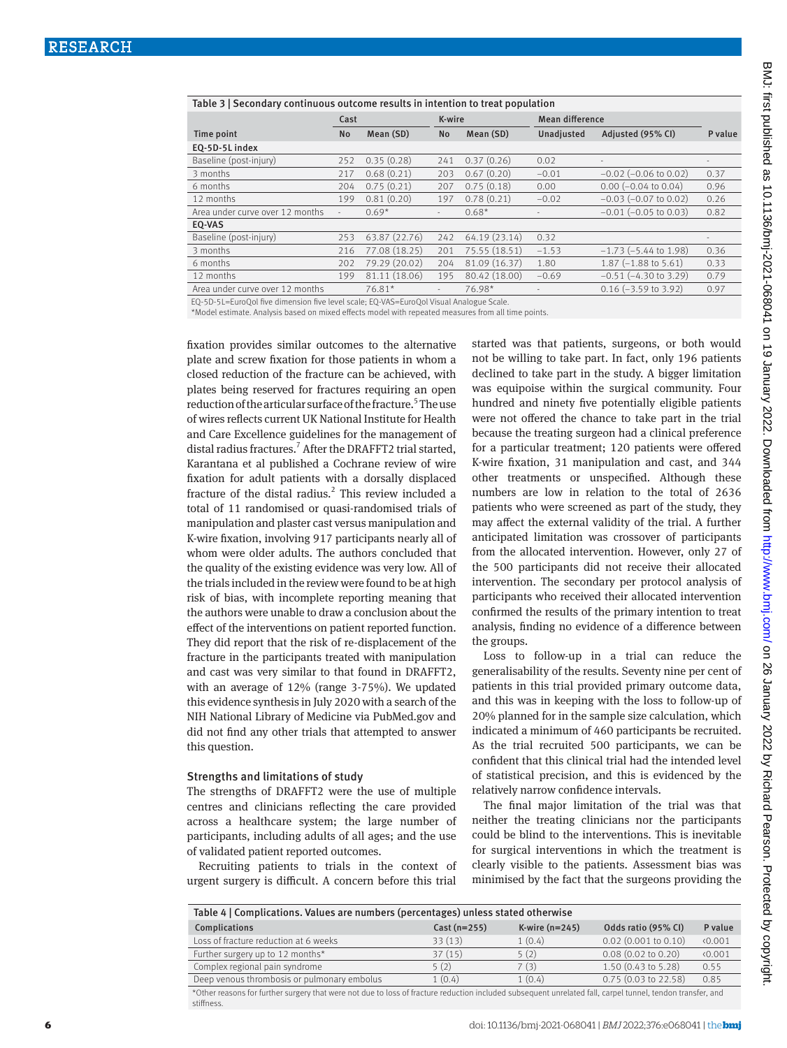Table 3 | Secondary continuous outcome results in intention to treat population

| Time point | Cast | | K-wire | | Mean difference | | P value |
|---|---|---|---|---|---|---|---|
| | No | Mean (SD) | No | Mean (SD) | Unadjusted | Adjusted (95% CI) | |
| **EQ-5D-5L index** | | | | | | | |
| Baseline (post-injury) | 252 | 0.35 (0.28) | 241 | 0.37 (0.26) | 0.02 | - | - |
| 3 months | 217 | 0.68 (0.21) | 203 | 0.67 (0.20) | −0.01 | −0.02 (−0.06 to 0.02) | 0.37 |
| 6 months | 204 | 0.75 (0.21) | 207 | 0.75 (0.18) | 0.00 | 0.00 (−0.04 to 0.04) | 0.96 |
| 12 months | 199 | 0.81 (0.20) | 197 | 0.78 (0.21) | −0.02 | −0.03 (−0.07 to 0.02) | 0.26 |
| Area under curve over 12 months | - | 0.69* | - | 0.68* | - | −0.01 (−0.05 to 0.03) | 0.82 |
| **EQ-VAS** | | | | | | | |
| Baseline (post-injury) | 253 | 63.87 (22.76) | 242 | 64.19 (23.14) | 0.32 | | - |
| 3 months | 216 | 77.08 (18.25) | 201 | 75.55 (18.51) | −1.53 | −1.73 (−5.44 to 1.98) | 0.36 |
| 6 months | 202 | 79.29 (20.02) | 204 | 81.09 (16.37) | 1.80 | 1.87 (−1.88 to 5.61) | 0.33 |
| 12 months | 199 | 81.11 (18.06) | 195 | 80.42 (18.00) | −0.69 | −0.51 (−4.30 to 3.29) | 0.79 |
| Area under curve over 12 months | | 76.81* | - | 76.98* | - | 0.16 (−3.59 to 3.92) | 0.97 |

EQ-5D-5L=EuroQol five dimension five level scale; EQ-VAS=EuroQol Visual Analogue Scale.
*Model estimate. Analysis based on mixed effects model with repeated measures from all time points.

fixation provides similar outcomes to the alternative plate and screw fixation for those patients in whom a closed reduction of the fracture can be achieved, with plates being reserved for fractures requiring an open reduction of the articular surface of the fracture.[5] The use of wires reflects current UK National Institute for Health and Care Excellence guidelines for the management of distal radius fractures.[7] After the DRAFFT2 trial started, Karantana et al published a Cochrane review of wire fixation for adult patients with a dorsally displaced fracture of the distal radius.[2] This review included a total of 11 randomised or quasi-randomised trials of manipulation and plaster cast versus manipulation and K-wire fixation, involving 917 participants nearly all of whom were older adults. The authors concluded that the quality of the existing evidence was very low. All of the trials included in the review were found to be at high risk of bias, with incomplete reporting meaning that the authors were unable to draw a conclusion about the effect of the interventions on patient reported function. They did report that the risk of re-displacement of the fracture in the participants treated with manipulation and cast was very similar to that found in DRAFFT2, with an average of 12% (range 3-75%). We updated this evidence synthesis in July 2020 with a search of the NIH National Library of Medicine via PubMed.gov and did not find any other trials that attempted to answer this question.

### Strengths and limitations of study

The strengths of DRAFFT2 were the use of multiple centres and clinicians reflecting the care provided across a healthcare system; the large number of participants, including adults of all ages; and the use of validated patient reported outcomes.

Recruiting patients to trials in the context of urgent surgery is difficult. A concern before this trial started was that patients, surgeons, or both would not be willing to take part. In fact, only 196 patients declined to take part in the study. A bigger limitation was equipoise within the surgical community. Four hundred and ninety five potentially eligible patients were not offered the chance to take part in the trial because the treating surgeon had a clinical preference for a particular treatment; 120 patients were offered K-wire fixation, 31 manipulation and cast, and 344 other treatments or unspecified. Although these numbers are low in relation to the total of 2636 patients who were screened as part of the study, they may affect the external validity of the trial. A further anticipated limitation was crossover of participants from the allocated intervention. However, only 27 of the 500 participants did not receive their allocated intervention. The secondary per protocol analysis of participants who received their allocated intervention confirmed the results of the primary intention to treat analysis, finding no evidence of a difference between the groups.

Loss to follow-up in a trial can reduce the generalisability of the results. Seventy nine per cent of patients in this trial provided primary outcome data, and this was in keeping with the loss to follow-up of 20% planned for in the sample size calculation, which indicated a minimum of 460 participants be recruited. As the trial recruited 500 participants, we can be confident that this clinical trial had the intended level of statistical precision, and this is evidenced by the relatively narrow confidence intervals.

The final major limitation of the trial was that neither the treating clinicians nor the participants could be blind to the interventions. This is inevitable for surgical interventions in which the treatment is clearly visible to the patients. Assessment bias was minimised by the fact that the surgeons providing the

Table 4 | Complications. Values are numbers (percentages) unless stated otherwise

| Complications | Cast (n=255) | K-wire (n=245) | Odds ratio (95% CI) | P value |
|---|---|---|---|---|
| Loss of fracture reduction at 6 weeks | 33 (13) | 1 (0.4) | 0.02 (0.001 to 0.10) | <0.001 |
| Further surgery up to 12 months* | 37 (15) | 5 (2) | 0.08 (0.02 to 0.20) | <0.001 |
| Complex regional pain syndrome | 5 (2) | 7 (3) | 1.50 (0.43 to 5.28) | 0.55 |
| Deep venous thrombosis or pulmonary embolus | 1 (0.4) | 1 (0.4) | 0.75 (0.03 to 22.58) | 0.85 |

*Other reasons for further surgery that were not due to loss of fracture reduction included subsequent unrelated fall, carpel tunnel, tendon transfer, and stiffness.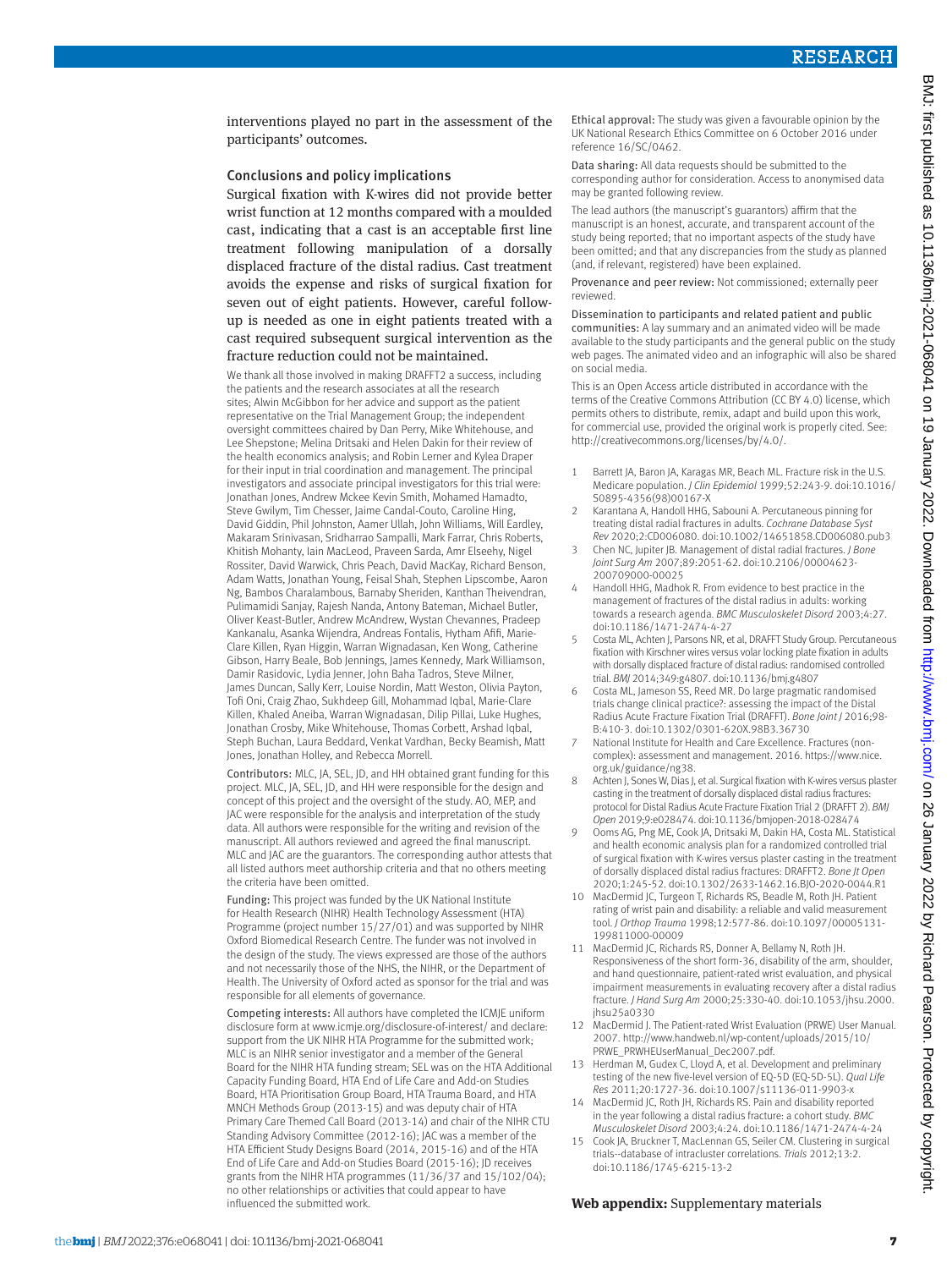interventions played no part in the assessment of the participants' outcomes.

## Conclusions and policy implications

Surgical fixation with K-wires did not provide better wrist function at 12 months compared with a moulded cast, indicating that a cast is an acceptable first line treatment following manipulation of a dorsally displaced fracture of the distal radius. Cast treatment avoids the expense and risks of surgical fixation for seven out of eight patients. However, careful follow-up is needed as one in eight patients treated with a cast required subsequent surgical intervention as the fracture reduction could not be maintained.

We thank all those involved in making DRAFFT2 a success, including the patients and the research associates at all the research sites; Alwin McGibbon for her advice and support as the patient representative on the Trial Management Group; the independent oversight committees chaired by Dan Perry, Mike Whitehouse, and Lee Shepstone; Melina Dritsaki and Helen Dakin for their review of the health economics analysis; and Robin Lerner and Kylea Draper for their input in trial coordination and management. The principal investigators and associate principal investigators for this trial were: Jonathan Jones, Andrew Mckee Kevin Smith, Mohamed Hamadto, Steve Gwilym, Tim Chesser, Jaime Candal-Couto, Caroline Hing, David Giddin, Phil Johnston, Aamer Ullah, John Williams, Will Eardley, Makaram Srinivasan, Sridharrao Sampalli, Mark Farrar, Chris Roberts, Khitish Mohanty, Iain MacLeod, Praveen Sarda, Amr Elseehy, Nigel Rossiter, David Warwick, Chris Peach, David MacKay, Richard Benson, Adam Watts, Jonathan Young, Feisal Shah, Stephen Lipscombe, Aaron Ng, Bambos Charalambous, Barnaby Sheriden, Kanthan Theivendran, Pulimamidi Sanjay, Rajesh Nanda, Antony Bateman, Michael Butler, Oliver Keast-Butler, Andrew McAndrew, Wystan Chevannes, Pradeep Kankanalu, Asanka Wijendra, Andreas Fontalis, Hytham Afifi, Marie-Clare Killen, Ryan Higgin, Warran Wignadasan, Ken Wong, Catherine Gibson, Harry Beale, Bob Jennings, James Kennedy, Mark Williamson, Damir Rasidovic, Lydia Jenner, John Baha Tadros, Steve Milner, James Duncan, Sally Kerr, Louise Nordin, Matt Weston, Olivia Payton, Tofi Oni, Craig Zhao, Sukhdeep Gill, Mohammad Iqbal, Marie-Clare Killen, Khaled Aneiba, Warran Wignadasan, Dilip Pillai, Luke Hughes, Jonathan Crosby, Mike Whitehouse, Thomas Corbett, Arshad Iqbal, Steph Buchan, Laura Beddard, Venkat Vardhan, Becky Beamish, Matt Jones, Jonathan Holley, and Rebecca Morrell.

Contributors: MLC, JA, SEL, JD, and HH obtained grant funding for this project. MLC, JA, SEL, JD, and HH were responsible for the design and concept of this project and the oversight of the study. AO, MEP, and JAC were responsible for the analysis and interpretation of the study data. All authors were responsible for the writing and revision of the manuscript. All authors reviewed and agreed the final manuscript. MLC and JAC are the guarantors. The corresponding author attests that all listed authors meet authorship criteria and that no others meeting the criteria have been omitted.

Funding: This project was funded by the UK National Institute for Health Research (NIHR) Health Technology Assessment (HTA) Programme (project number 15/27/01) and was supported by NIHR Oxford Biomedical Research Centre. The funder was not involved in the design of the study. The views expressed are those of the authors and not necessarily those of the NHS, the NIHR, or the Department of Health. The University of Oxford acted as sponsor for the trial and was responsible for all elements of governance.

Competing interests: All authors have completed the ICMJE uniform disclosure form at www.icmje.org/disclosure-of-interest/ and declare: support from the UK NIHR HTA Programme for the submitted work; MLC is an NIHR senior investigator and a member of the General Board for the NIHR HTA funding stream; SEL was on the HTA Additional Capacity Funding Board, HTA End of Life Care and Add-on Studies Board, HTA Prioritisation Group Board, HTA Trauma Board, and HTA MNCH Methods Group (2013-15) and was deputy chair of HTA Primary Care Themed Call Board (2013-14) and chair of the NIHR CTU Standing Advisory Committee (2012-16); JAC was a member of the HTA Efficient Study Designs Board (2014, 2015-16) and of the HTA End of Life Care and Add-on Studies Board (2015-16); JD receives grants from the NIHR HTA programmes (11/36/37 and 15/102/04); no other relationships or activities that could appear to have influenced the submitted work.

Ethical approval: The study was given a favourable opinion by the UK National Research Ethics Committee on 6 October 2016 under reference 16/SC/0462.

Data sharing: All data requests should be submitted to the corresponding author for consideration. Access to anonymised data may be granted following review.

The lead authors (the manuscript's guarantors) affirm that the manuscript is an honest, accurate, and transparent account of the study being reported; that no important aspects of the study have been omitted; and that any discrepancies from the study as planned (and, if relevant, registered) have been explained.

Provenance and peer review: Not commissioned; externally peer reviewed.

Dissemination to participants and related patient and public communities: A lay summary and an animated video will be made available to the study participants and the general public on the study web pages. The animated video and an infographic will also be shared on social media.

This is an Open Access article distributed in accordance with the terms of the Creative Commons Attribution (CC BY 4.0) license, which permits others to distribute, remix, adapt and build upon this work, for commercial use, provided the original work is properly cited. See: http://creativecommons.org/licenses/by/4.0/.

1. Barrett JA, Baron JA, Karagas MR, Beach ML. Fracture risk in the U.S. Medicare population. *J Clin Epidemiol* 1999;52:243-9. doi:10.1016/S0895-4356(98)00167-X
2. Karantana A, Handoll HHG, Sabouni A. Percutaneous pinning for treating distal radial fractures in adults. *Cochrane Database Syst Rev* 2020;2:CD006080. doi:10.1002/14651858.CD006080.pub3
3. Chen NC, Jupiter JB. Management of distal radial fractures. *J Bone Joint Surg Am* 2007;89:2051-62. doi:10.2106/00004623-200709000-00025
4. Handoll HHG, Madhok R. From evidence to best practice in the management of fractures of the distal radius in adults: working towards a research agenda. *BMC Musculoskelet Disord* 2003;4:27. doi:10.1186/1471-2474-4-27
5. Costa ML, Achten J, Parsons NR, et al, DRAFFT Study Group. Percutaneous fixation with Kirschner wires versus volar locking plate fixation in adults with dorsally displaced fracture of distal radius: randomised controlled trial. *BMJ* 2014;349:g4807. doi:10.1136/bmj.g4807
6. Costa ML, Jameson SS, Reed MR. Do large pragmatic randomised trials change clinical practice?: assessing the impact of the Distal Radius Acute Fracture Fixation Trial (DRAFFT). *Bone Joint J* 2016;98-B:410-3. doi:10.1302/0301-620X.98B3.36730
7. National Institute for Health and Care Excellence. Fractures (non-complex): assessment and management. 2016. https://www.nice.org.uk/guidance/ng38.
8. Achten J, Sones W, Dias J, et al. Surgical fixation with K-wires versus plaster casting in the treatment of dorsally displaced distal radius fractures: protocol for Distal Radius Acute Fracture Fixation Trial 2 (DRAFFT 2). *BMJ Open* 2019;9:e028474. doi:10.1136/bmjopen-2018-028474
9. Ooms AG, Png ME, Cook JA, Dritsaki M, Dakin HA, Costa ML. Statistical and health economic analysis plan for a randomized controlled trial of surgical fixation with K-wires versus plaster casting in the treatment of dorsally displaced distal radius fractures: DRAFFT2. *Bone Jt Open* 2020;1:245-52. doi:10.1302/2633-1462.16.BJO-2020-0044.R1
10. MacDermid JC, Turgeon T, Richards RS, Beadle M, Roth JH. Patient rating of wrist pain and disability: a reliable and valid measurement tool. *J Orthop Trauma* 1998;12:577-86. doi:10.1097/00005131-199811000-00009
11. MacDermid JC, Richards RS, Donner A, Bellamy N, Roth JH. Responsiveness of the short form-36, disability of the arm, shoulder, and hand questionnaire, patient-rated wrist evaluation, and physical impairment measurements in evaluating recovery after a distal radius fracture. *J Hand Surg Am* 2000;25:330-40. doi:10.1053/jhsu.2000.jhsu25a0330
12. MacDermid J. The Patient-rated Wrist Evaluation (PRWE) User Manual. 2007. http://www.handweb.nl/wp-content/uploads/2015/10/PRWE_PRWHEUserManual_Dec2007.pdf.
13. Herdman M, Gudex C, Lloyd A, et al. Development and preliminary testing of the new five-level version of EQ-5D (EQ-5D-5L). *Qual Life Res* 2011;20:1727-36. doi:10.1007/s11136-011-9903-x
14. MacDermid JC, Roth JH, Richards RS. Pain and disability reported in the year following a distal radius fracture: a cohort study. *BMC Musculoskelet Disord* 2003;4:24. doi:10.1186/1471-2474-4-24
15. Cook JA, Bruckner T, MacLennan GS, Seiler CM. Clustering in surgical trials--database of intracluster correlations. *Trials* 2012;13:2. doi:10.1186/1745-6215-13-2

**Web appendix:** Supplementary materials